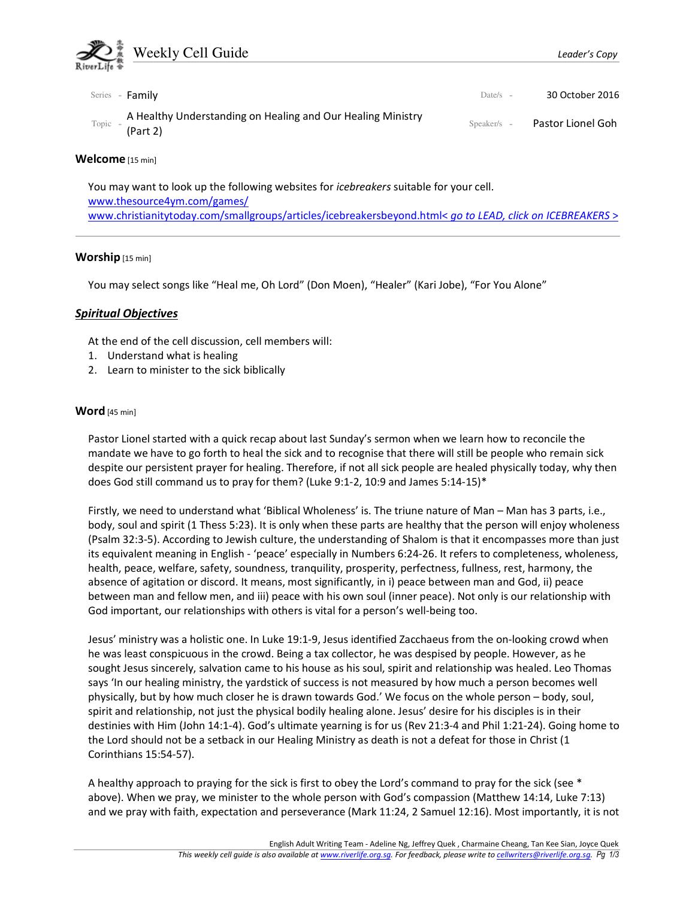# Weekly Cell Guide

*Leader's Copy*

Series - Family

Date/s - 30 October 2016

Topic - A Healthy Understanding on Healing and Our Healing Ministry (Part 2)

Speaker/s - Pastor Lionel Goh

## Welcome [15 min]

You may want to look up the following websites for *icebreakers* suitable for your cell.
www.thesource4ym.com/games/
www.christianitytoday.com/smallgroups/articles/icebreakersbeyond.html< *go to LEAD, click on ICEBREAKERS >*

---

## Worship [15 min]

You may select songs like "Heal me, Oh Lord" (Don Moen), "Healer" (Kari Jobe), "For You Alone"

## ***Spiritual Objectives***

At the end of the cell discussion, cell members will:

1. Understand what is healing
2. Learn to minister to the sick biblically

## Word [45 min]

Pastor Lionel started with a quick recap about last Sunday's sermon when we learn how to reconcile the mandate we have to go forth to heal the sick and to recognise that there will still be people who remain sick despite our persistent prayer for healing. Therefore, if not all sick people are healed physically today, why then does God still command us to pray for them? (Luke 9:1-2, 10:9 and James 5:14-15)*

Firstly, we need to understand what 'Biblical Wholeness' is. The triune nature of Man – Man has 3 parts, i.e., body, soul and spirit (1 Thess 5:23). It is only when these parts are healthy that the person will enjoy wholeness (Psalm 32:3-5). According to Jewish culture, the understanding of Shalom is that it encompasses more than just its equivalent meaning in English - 'peace' especially in Numbers 6:24-26. It refers to completeness, wholeness, health, peace, welfare, safety, soundness, tranquility, prosperity, perfectness, fullness, rest, harmony, the absence of agitation or discord. It means, most significantly, in i) peace between man and God, ii) peace between man and fellow men, and iii) peace with his own soul (inner peace). Not only is our relationship with God important, our relationships with others is vital for a person's well-being too.

Jesus' ministry was a holistic one. In Luke 19:1-9, Jesus identified Zacchaeus from the on-looking crowd when he was least conspicuous in the crowd. Being a tax collector, he was despised by people. However, as he sought Jesus sincerely, salvation came to his house as his soul, spirit and relationship was healed. Leo Thomas says 'In our healing ministry, the yardstick of success is not measured by how much a person becomes well physically, but by how much closer he is drawn towards God.' We focus on the whole person – body, soul, spirit and relationship, not just the physical bodily healing alone. Jesus' desire for his disciples is in their destinies with Him (John 14:1-4). God's ultimate yearning is for us (Rev 21:3-4 and Phil 1:21-24). Going home to the Lord should not be a setback in our Healing Ministry as death is not a defeat for those in Christ (1 Corinthians 15:54-57).

A healthy approach to praying for the sick is first to obey the Lord's command to pray for the sick (see * above). When we pray, we minister to the whole person with God's compassion (Matthew 14:14, Luke 7:13) and we pray with faith, expectation and perseverance (Mark 11:24, 2 Samuel 12:16). Most importantly, it is not

English Adult Writing Team - Adeline Ng, Jeffrey Quek , Charmaine Cheang, Tan Kee Sian, Joyce Quek

*This weekly cell guide is also available at www.riverlife.org.sg. For feedback, please write to cellwriters@riverlife.org.sg.*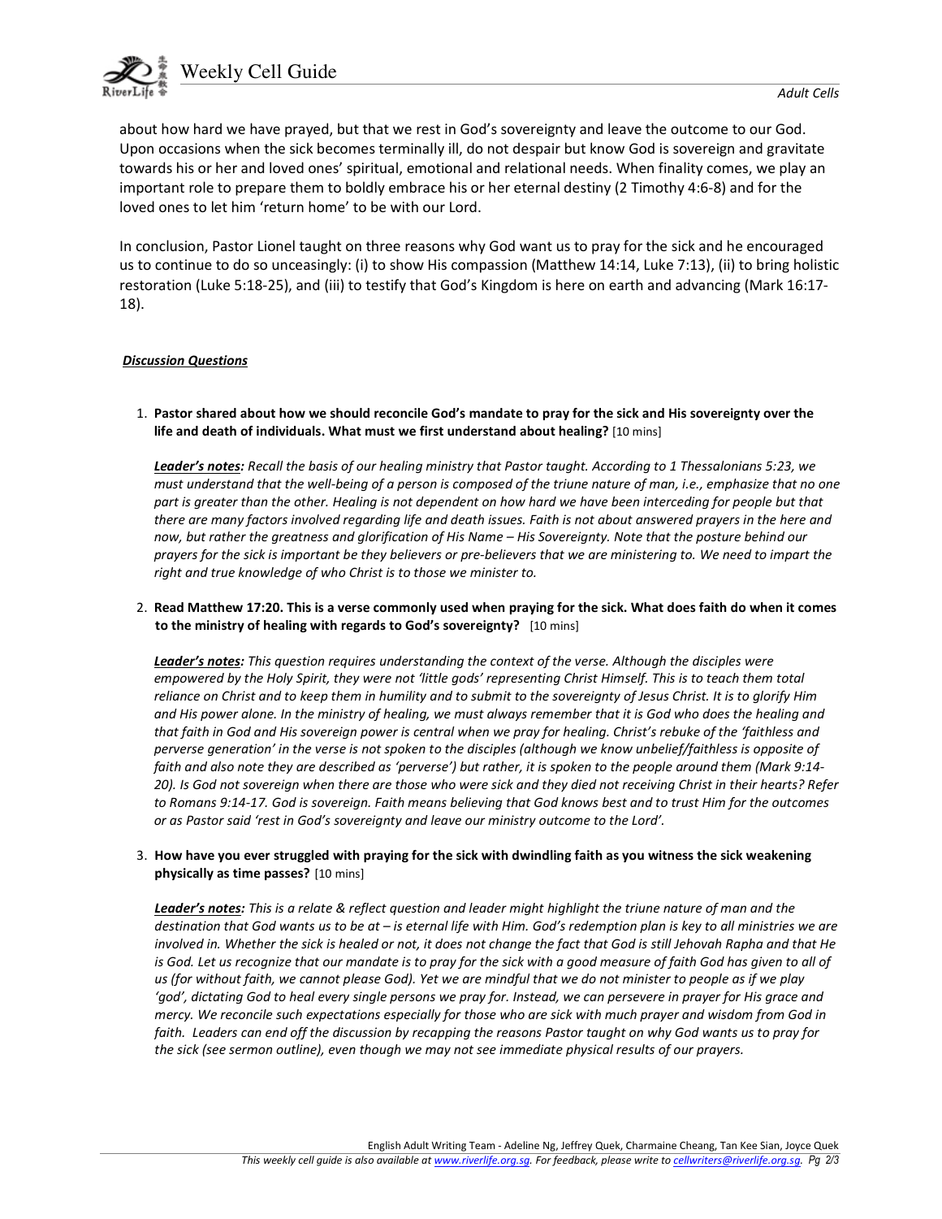about how hard we have prayed, but that we rest in God's sovereignty and leave the outcome to our God. Upon occasions when the sick becomes terminally ill, do not despair but know God is sovereign and gravitate towards his or her and loved ones' spiritual, emotional and relational needs. When finality comes, we play an important role to prepare them to boldly embrace his or her eternal destiny (2 Timothy 4:6-8) and for the loved ones to let him 'return home' to be with our Lord.

In conclusion, Pastor Lionel taught on three reasons why God want us to pray for the sick and he encouraged us to continue to do so unceasingly: (i) to show His compassion (Matthew 14:14, Luke 7:13), (ii) to bring holistic restoration (Luke 5:18-25), and (iii) to testify that God's Kingdom is here on earth and advancing (Mark 16:17-18).

***Discussion Questions***

1. **Pastor shared about how we should reconcile God's mandate to pray for the sick and His sovereignty over the life and death of individuals. What must we first understand about healing?** [10 mins]

   ***Leader's notes:*** *Recall the basis of our healing ministry that Pastor taught. According to 1 Thessalonians 5:23, we must understand that the well-being of a person is composed of the triune nature of man, i.e., emphasize that no one part is greater than the other. Healing is not dependent on how hard we have been interceding for people but that there are many factors involved regarding life and death issues. Faith is not about answered prayers in the here and now, but rather the greatness and glorification of His Name – His Sovereignty. Note that the posture behind our prayers for the sick is important be they believers or pre-believers that we are ministering to. We need to impart the right and true knowledge of who Christ is to those we minister to.*

2. **Read Matthew 17:20. This is a verse commonly used when praying for the sick. What does faith do when it comes to the ministry of healing with regards to God's sovereignty?** [10 mins]

   ***Leader's notes:*** *This question requires understanding the context of the verse. Although the disciples were empowered by the Holy Spirit, they were not 'little gods' representing Christ Himself. This is to teach them total reliance on Christ and to keep them in humility and to submit to the sovereignty of Jesus Christ. It is to glorify Him and His power alone. In the ministry of healing, we must always remember that it is God who does the healing and that faith in God and His sovereign power is central when we pray for healing. Christ's rebuke of the 'faithless and perverse generation' in the verse is not spoken to the disciples (although we know unbelief/faithless is opposite of faith and also note they are described as 'perverse') but rather, it is spoken to the people around them (Mark 9:14-20). Is God not sovereign when there are those who were sick and they died not receiving Christ in their hearts? Refer to Romans 9:14-17. God is sovereign. Faith means believing that God knows best and to trust Him for the outcomes or as Pastor said 'rest in God's sovereignty and leave our ministry outcome to the Lord'.*

3. **How have you ever struggled with praying for the sick with dwindling faith as you witness the sick weakening physically as time passes?** [10 mins]

   ***Leader's notes:*** *This is a relate & reflect question and leader might highlight the triune nature of man and the destination that God wants us to be at – is eternal life with Him. God's redemption plan is key to all ministries we are involved in. Whether the sick is healed or not, it does not change the fact that God is still Jehovah Rapha and that He is God. Let us recognize that our mandate is to pray for the sick with a good measure of faith God has given to all of us (for without faith, we cannot please God). Yet we are mindful that we do not minister to people as if we play 'god', dictating God to heal every single persons we pray for. Instead, we can persevere in prayer for His grace and mercy. We reconcile such expectations especially for those who are sick with much prayer and wisdom from God in faith. Leaders can end off the discussion by recapping the reasons Pastor taught on why God wants us to pray for the sick (see sermon outline), even though we may not see immediate physical results of our prayers.*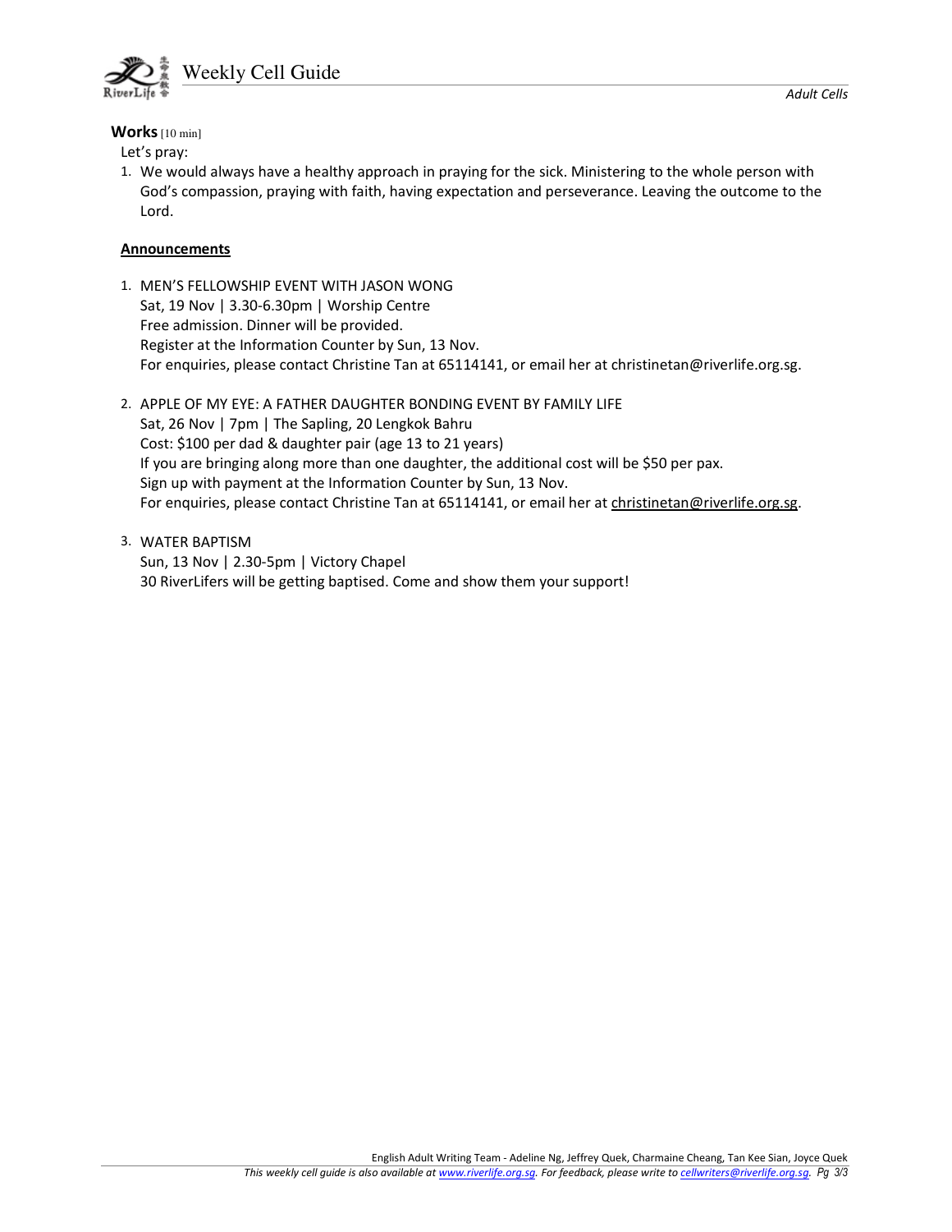**Works** [10 min]

Let's pray:

1. We would always have a healthy approach in praying for the sick. Ministering to the whole person with God's compassion, praying with faith, having expectation and perseverance. Leaving the outcome to the Lord.

**Announcements**

1. MEN'S FELLOWSHIP EVENT WITH JASON WONG
   Sat, 19 Nov | 3.30-6.30pm | Worship Centre
   Free admission. Dinner will be provided.
   Register at the Information Counter by Sun, 13 Nov.
   For enquiries, please contact Christine Tan at 65114141, or email her at christinetan@riverlife.org.sg.

2. APPLE OF MY EYE: A FATHER DAUGHTER BONDING EVENT BY FAMILY LIFE
   Sat, 26 Nov | 7pm | The Sapling, 20 Lengkok Bahru
   Cost: $100 per dad & daughter pair (age 13 to 21 years)
   If you are bringing along more than one daughter, the additional cost will be $50 per pax.
   Sign up with payment at the Information Counter by Sun, 13 Nov.
   For enquiries, please contact Christine Tan at 65114141, or email her at christinetan@riverlife.org.sg.

3. WATER BAPTISM
   Sun, 13 Nov | 2.30-5pm | Victory Chapel
   30 RiverLifers will be getting baptised. Come and show them your support!

English Adult Writing Team - Adeline Ng, Jeffrey Quek, Charmaine Cheang, Tan Kee Sian, Joyce Quek